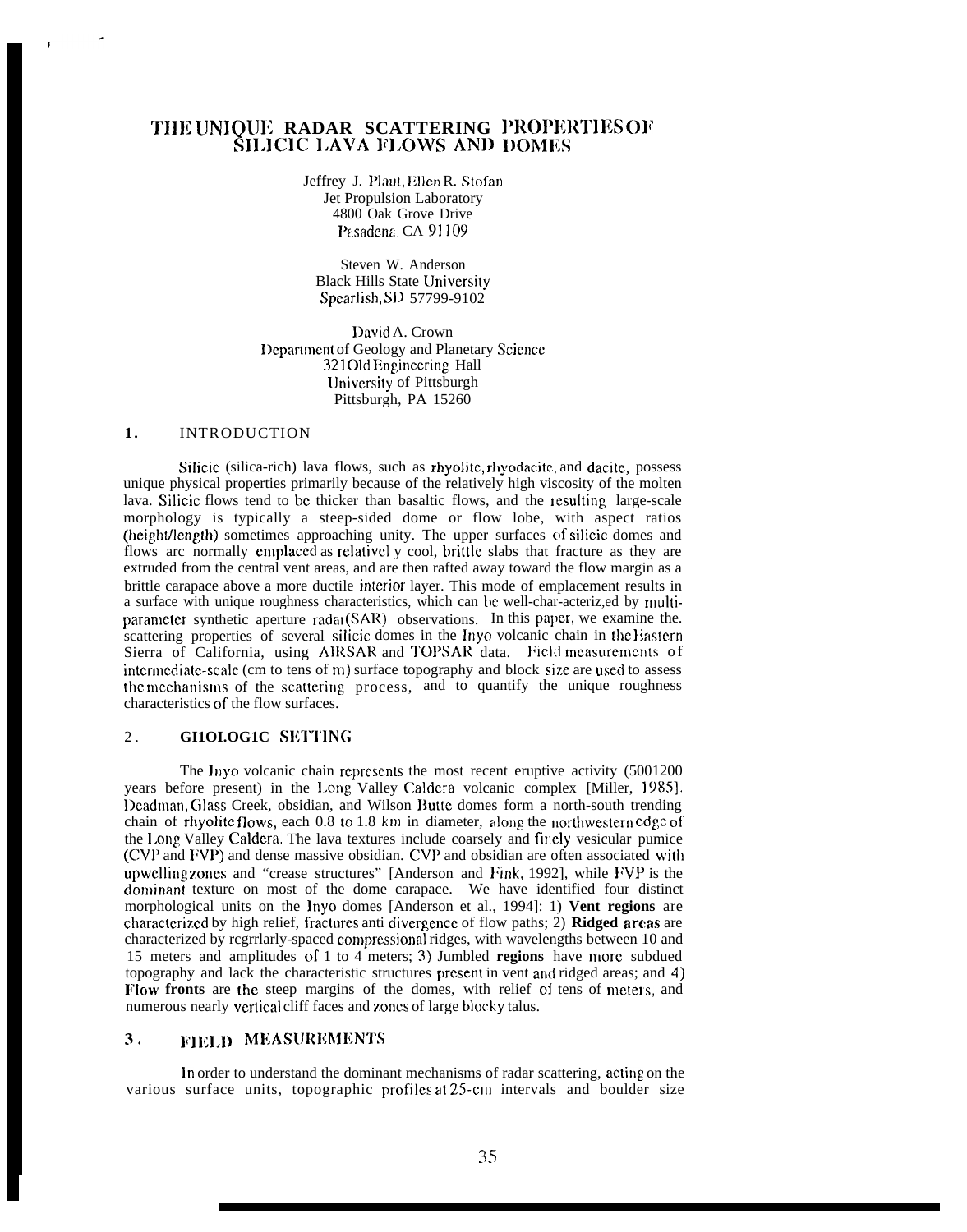# THE UNIQUE RADAR SCATTERING PROPERTIES OF SILICIC LAVA FLOWS AND DOMES

Jeffrey J. Plaut, Ellen R. Stofan
Jet Propulsion Laboratory
4800 Oak Grove Drive
Pasadena, CA 91109

Steven W. Anderson
Black Hills State University
Spearfish, SD 57799-9102

David A. Crown
Department of Geology and Planetary Science
321 Old Engineering Hall
University of Pittsburgh
Pittsburgh, PA 15260

## 1. INTRODUCTION

Silicic (silica-rich) lava flows, such as rhyolite, rhyodacite, and dacite, possess unique physical properties primarily because of the relatively high viscosity of the molten lava. Silicic flows tend to be thicker than basaltic flows, and the resulting large-scale morphology is typically a steep-sided dome or flow lobe, with aspect ratios (height/length) sometimes approaching unity. The upper surfaces of silicic domes and flows are normally emplaced as relatively cool, brittle slabs that fracture as they are extruded from the central vent areas, and are then rafted away toward the flow margin as a brittle carapace above a more ductile interior layer. This mode of emplacement results in a surface with unique roughness characteristics, which can be well-characterized by multi-parameter synthetic aperture radar (SAR) observations. In this paper, we examine the scattering properties of several silicic domes in the Inyo volcanic chain in the Eastern Sierra of California, using AIRSAR and TOPSAR data. Field measurements of intermediate-scale (cm to tens of m) surface topography and block size are used to assess the mechanisms of the scattering process, and to quantify the unique roughness characteristics of the flow surfaces.

## 2. GEOLOGIC SETTING

The Inyo volcanic chain represents the most recent eruptive activity (500-1200 years before present) in the Long Valley Caldera volcanic complex [Miller, 1985]. Deadman, Glass Creek, obsidian, and Wilson Butte domes form a north-south trending chain of rhyolite flows, each 0.8 to 1.8 km in diameter, along the northwestern edge of the Long Valley Caldera. The lava textures include coarsely and finely vesicular pumice (CVP and FVP) and dense massive obsidian. CVP and obsidian are often associated with upwelling zones and "crease structures" [Anderson and Fink, 1992], while FVP is the dominant texture on most of the dome carapace. We have identified four distinct morphological units on the Inyo domes [Anderson et al., 1994]: 1) **Vent regions** are characterized by high relief, fractures and divergence of flow paths; 2) **Ridged areas** are characterized by regularly-spaced compressional ridges, with wavelengths between 10 and 15 meters and amplitudes of 1 to 4 meters; 3) Jumbled **regions** have more subdued topography and lack the characteristic structures present in vent and ridged areas; and 4) **Flow fronts** are the steep margins of the domes, with relief of tens of meters, and numerous nearly vertical cliff faces and zones of large blocky talus.

## 3. FIELD MEASUREMENTS

In order to understand the dominant mechanisms of radar scattering, acting on the various surface units, topographic profiles at 25-cm intervals and boulder size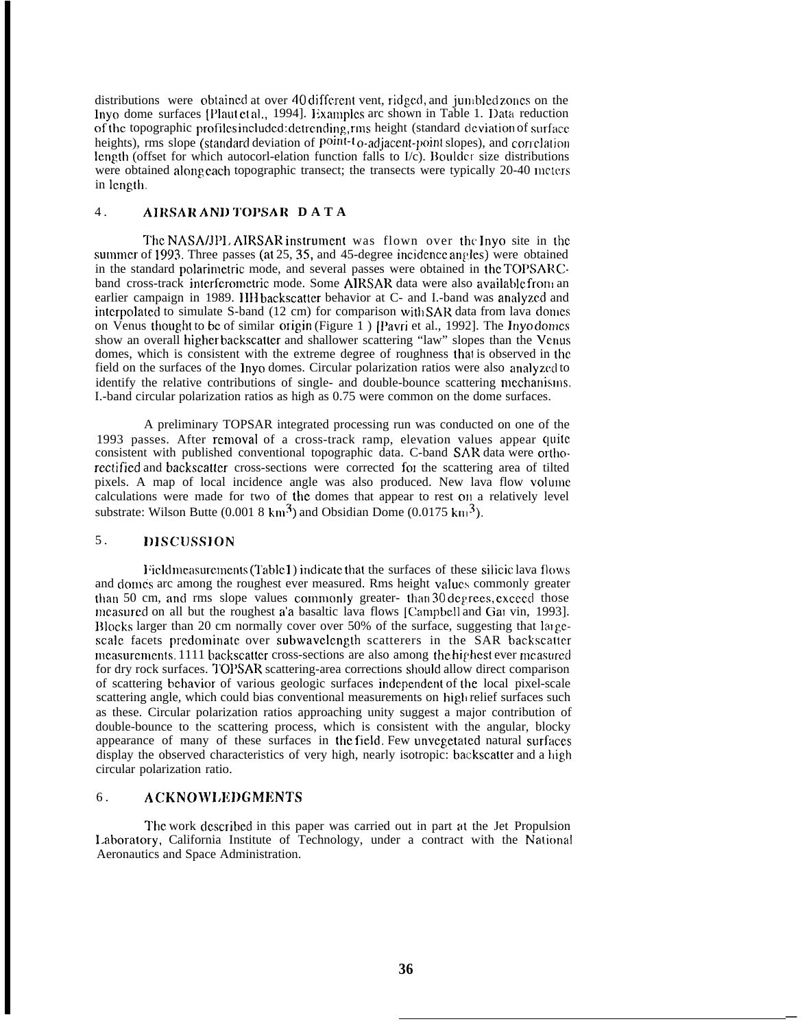distributions were obtained at over 40 different vent, ridged, and jumbled zones on the Inyo dome surfaces [Plaut et al., 1994]. Examples are shown in Table 1. Data reduction of the topographic profiles included: detrending, rms height (standard deviation of surface heights), rms slope (standard deviation of point-to-adjacent-point slopes), and correlation length (offset for which autocorrelation function falls to 1/e). Boulder size distributions were obtained along each topographic transect; the transects were typically 20-40 meters in length.

## 4. AIRSAR AND TOPSAR DATA

The NASA/JPL AIRSAR instrument was flown over the Inyo site in the summer of 1993. Three passes (at 25, 35, and 45-degree incidence angles) were obtained in the standard polarimetric mode, and several passes were obtained in the TOPSAR C-band cross-track interferometric mode. Some AIRSAR data were also available from an earlier campaign in 1989. HH backscatter behavior at C- and L-band was analyzed and interpolated to simulate S-band (12 cm) for comparison with SAR data from lava domes on Venus thought to be of similar origin (Figure 1) [Pavri et al., 1992]. The Inyo domes show an overall higher backscatter and shallower scattering "law" slopes than the Venus domes, which is consistent with the extreme degree of roughness that is observed in the field on the surfaces of the Inyo domes. Circular polarization ratios were also analyzed to identify the relative contributions of single- and double-bounce scattering mechanisms. L-band circular polarization ratios as high as 0.75 were common on the dome surfaces.

A preliminary TOPSAR integrated processing run was conducted on one of the 1993 passes. After removal of a cross-track ramp, elevation values appear quite consistent with published conventional topographic data. C-band SAR data were ortho-rectified and backscatter cross-sections were corrected for the scattering area of tilted pixels. A map of local incidence angle was also produced. New lava flow volume calculations were made for two of the domes that appear to rest on a relatively level substrate: Wilson Butte (0.0018 $km^3$) and Obsidian Dome (0.0175 $km^3$).

## 5. DISCUSSION

Field measurements (Table 1) indicate that the surfaces of these silicic lava flows and domes are among the roughest ever measured. Rms height values commonly greater than 50 cm, and rms slope values commonly greater than 30 degrees, exceed those measured on all but the roughest a'a basaltic lava flows [Campbell and Garvin, 1993]. Blocks larger than 20 cm normally cover over 50% of the surface, suggesting that large-scale facets predominate over subwavelength scatterers in the SAR backscatter measurements. HH backscatter cross-sections are also among the highest ever measured for dry rock surfaces. TOPSAR scattering-area corrections should allow direct comparison of scattering behavior of various geologic surfaces independent of the local pixel-scale scattering angle, which could bias conventional measurements on high relief surfaces such as these. Circular polarization ratios approaching unity suggest a major contribution of double-bounce to the scattering process, which is consistent with the angular, blocky appearance of many of these surfaces in the field. Few unvegetated natural surfaces display the observed characteristics of very high, nearly isotropic backscatter and a high circular polarization ratio.

## 6. ACKNOWLEDGMENTS

The work described in this paper was carried out in part at the Jet Propulsion Laboratory, California Institute of Technology, under a contract with the National Aeronautics and Space Administration.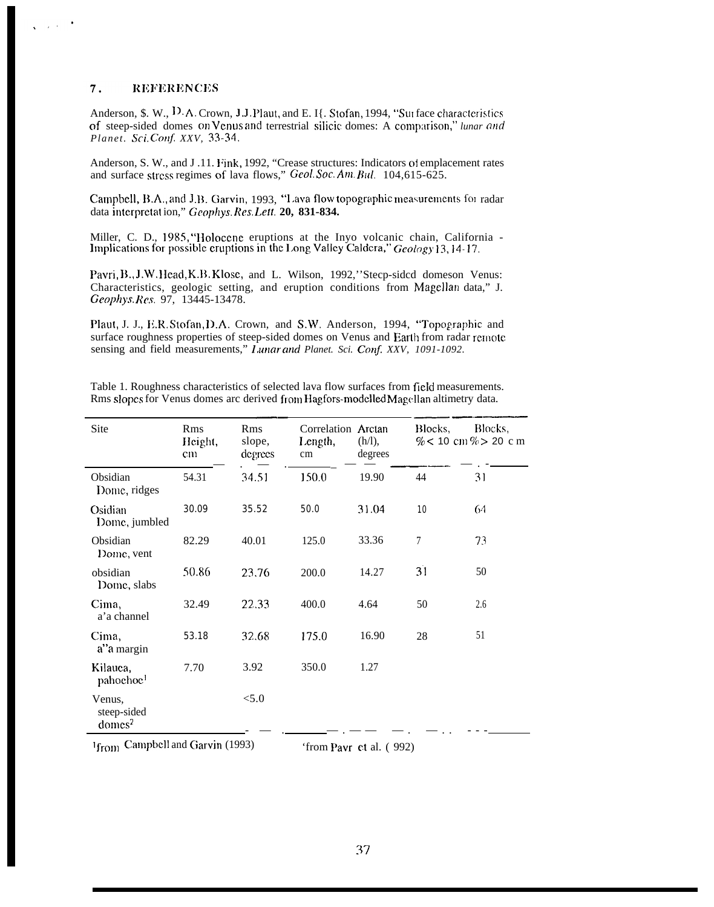## 7. REFERENCES

Anderson, S. W., D. A. Crown, J. J. Plaut, and E. R. Stofan, 1994, "Surface characteristics of steep-sided domes on Venus and terrestrial silicic domes: A comparison," *Lunar and Planet. Sci. Conf. XXV*, 33-34.

Anderson, S. W., and J. H. Fink, 1992, "Crease structures: Indicators of emplacement rates and surface stress regimes of lava flows," *Geol. Soc. Am. Bul.* 104, 615-625.

Campbell, B. A., and J. B. Garvin, 1993, "Lava flow topographic measurements for radar data interpretation," *Geophys. Res. Lett.* **20, 831-834.**

Miller, C. D., 1985, "Holocene eruptions at the Inyo volcanic chain, California - Implications for possible eruptions in the Long Valley Caldera," *Geology* 13, 14-17.

Pavri, B., J. W. Head, K. B. Klose, and L. Wilson, 1992, "Steep-sided domes on Venus: Characteristics, geologic setting, and eruption conditions from Magellan data," J. *Geophys. Res.* 97, 13445-13478.

Plaut, J. J., E. R. Stofan, D. A. Crown, and S. W. Anderson, 1994, "Topographic and surface roughness properties of steep-sided domes on Venus and Earth from radar remote sensing and field measurements," *Lunar and Planet. Sci. Conf. XXV, 1091-1092.*

Table 1. Roughness characteristics of selected lava flow surfaces from field measurements. Rms slopes for Venus domes are derived from Hagfors-modelled Magellan altimetry data.

| Site | Rms Height, cm | Rms slope, degrees | Correlation Length, cm | Arctan (h/l), degrees | Blocks, % < 10 cm | Blocks, % > 20 cm |
|---|---|---|---|---|---|---|
| Obsidian Dome, ridges | 54.31 | 34.51 | 150.0 | 19.90 | 44 | 31 |
| Osidian Dome, jumbled | 30.09 | 35.52 | 50.0 | 31.04 | 10 | 64 |
| Obsidian Dome, vent | 82.29 | 40.01 | 125.0 | 33.36 | 7 | 73 |
| obsidian Dome, slabs | 50.86 | 23.76 | 200.0 | 14.27 | 31 | 50 |
| Cima, a'a channel | 32.49 | 22.33 | 400.0 | 4.64 | 50 | 2.6 |
| Cima, a'a margin | 53.18 | 32.68 | 175.0 | 16.90 | 28 | 51 |
| Kilauea, pahoehoe[1] | 7.70 | 3.92 | 350.0 | 1.27 | | |
| Venus, steep-sided domes[2] | | <5.0 | | | | |

[1]from Campbell and Garvin (1993) [2]from Pavri et al. (1992)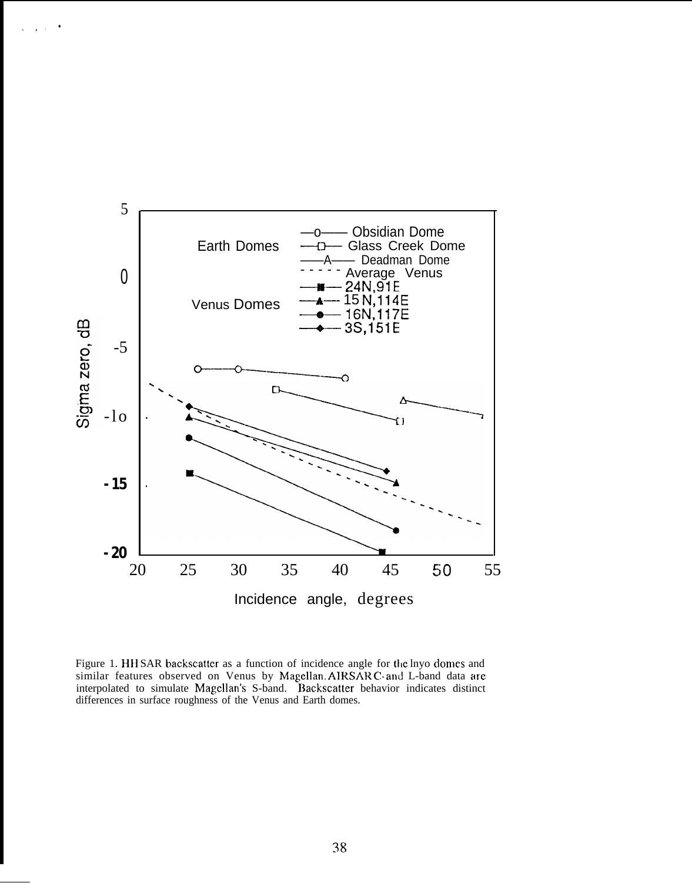5

0

-5

-10

-15

-20

Sigma zero, dB

20 25 30 35 40 45 50 55

Incidence angle, degrees

Earth Domes

Obsidian Dome

Glass Creek Dome

Deadman Dome

Average Venus

Venus Domes

24N,91E

15N,114E

16N,117E

3S,151E

Figure 1. HH SAR backscatter as a function of incidence angle for the Inyo domes and similar features observed on Venus by Magellan. AIRSAR C- and L-band data are interpolated to simulate Magellan's S-band. Backscatter behavior indicates distinct differences in surface roughness of the Venus and Earth domes.